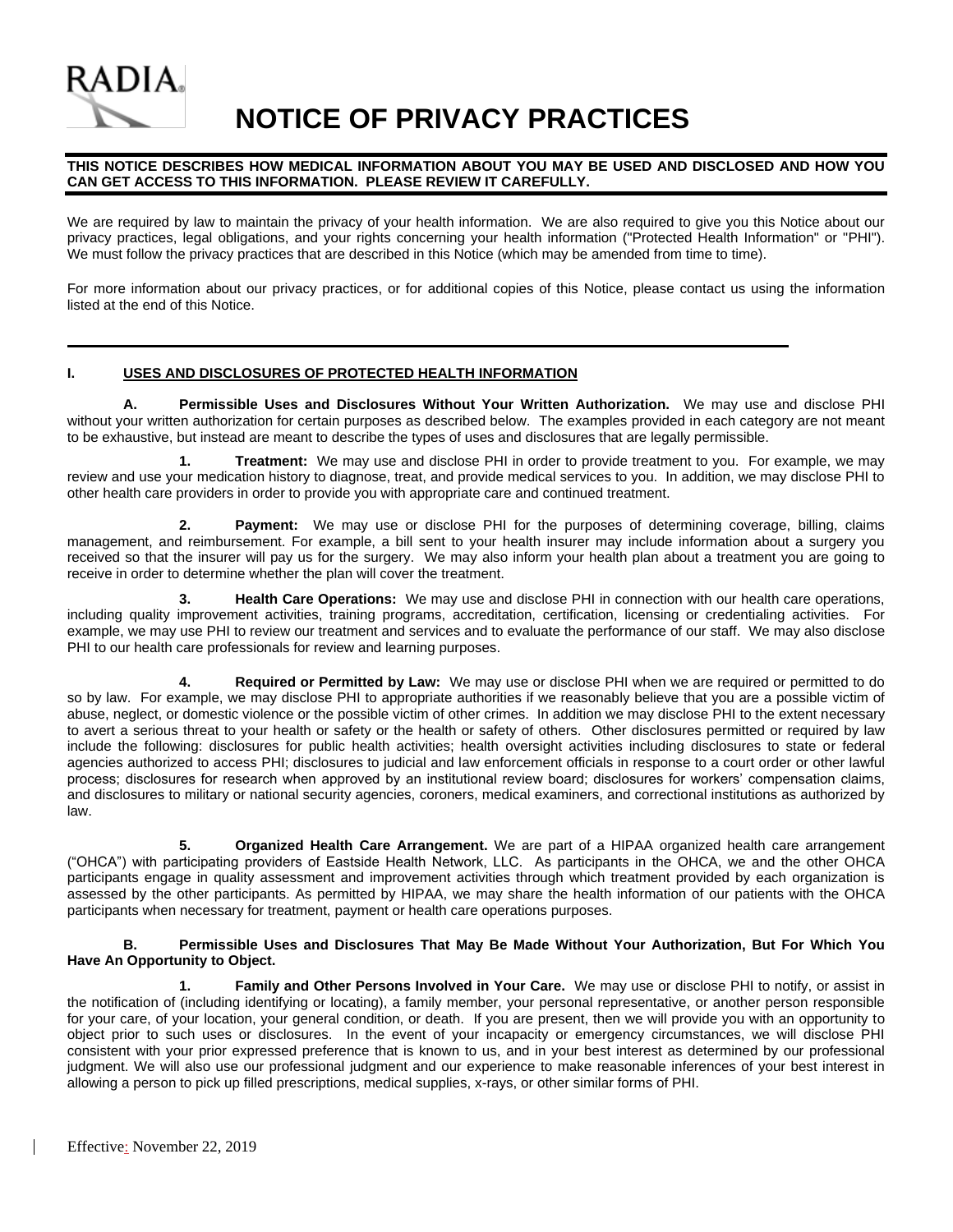RADIA

# NOTICE OF PRIVACY PRACTICES

**THIS NOTICE DESCRIBES HOW MEDICAL INFORMATION ABOUT YOU MAY BE USED AND DISCLOSED AND HOW YOU CAN GET ACCESS TO THIS INFORMATION. PLEASE REVIEW IT CAREFULLY.**

We are required by law to maintain the privacy of your health information. We are also required to give you this Notice about our privacy practices, legal obligations, and your rights concerning your health information ("Protected Health Information" or "PHI"). We must follow the privacy practices that are described in this Notice (which may be amended from time to time).

For more information about our privacy practices, or for additional copies of this Notice, please contact us using the information listed at the end of this Notice.

## I. USES AND DISCLOSURES OF PROTECTED HEALTH INFORMATION

**A. Permissible Uses and Disclosures Without Your Written Authorization.** We may use and disclose PHI without your written authorization for certain purposes as described below. The examples provided in each category are not meant to be exhaustive, but instead are meant to describe the types of uses and disclosures that are legally permissible.

**1. Treatment:** We may use and disclose PHI in order to provide treatment to you. For example, we may review and use your medication history to diagnose, treat, and provide medical services to you. In addition, we may disclose PHI to other health care providers in order to provide you with appropriate care and continued treatment.

**2. Payment:** We may use or disclose PHI for the purposes of determining coverage, billing, claims management, and reimbursement. For example, a bill sent to your health insurer may include information about a surgery you received so that the insurer will pay us for the surgery. We may also inform your health plan about a treatment you are going to receive in order to determine whether the plan will cover the treatment.

**3. Health Care Operations:** We may use and disclose PHI in connection with our health care operations, including quality improvement activities, training programs, accreditation, certification, licensing or credentialing activities. For example, we may use PHI to review our treatment and services and to evaluate the performance of our staff. We may also disclose PHI to our health care professionals for review and learning purposes.

**4. Required or Permitted by Law:** We may use or disclose PHI when we are required or permitted to do so by law. For example, we may disclose PHI to appropriate authorities if we reasonably believe that you are a possible victim of abuse, neglect, or domestic violence or the possible victim of other crimes. In addition we may disclose PHI to the extent necessary to avert a serious threat to your health or safety or the health or safety of others. Other disclosures permitted or required by law include the following: disclosures for public health activities; health oversight activities including disclosures to state or federal agencies authorized to access PHI; disclosures to judicial and law enforcement officials in response to a court order or other lawful process; disclosures for research when approved by an institutional review board; disclosures for workers' compensation claims, and disclosures to military or national security agencies, coroners, medical examiners, and correctional institutions as authorized by law.

**5. Organized Health Care Arrangement.** We are part of a HIPAA organized health care arrangement ("OHCA") with participating providers of Eastside Health Network, LLC. As participants in the OHCA, we and the other OHCA participants engage in quality assessment and improvement activities through which treatment provided by each organization is assessed by the other participants. As permitted by HIPAA, we may share the health information of our patients with the OHCA participants when necessary for treatment, payment or health care operations purposes.

**B. Permissible Uses and Disclosures That May Be Made Without Your Authorization, But For Which You Have An Opportunity to Object.**

**1. Family and Other Persons Involved in Your Care.** We may use or disclose PHI to notify, or assist in the notification of (including identifying or locating), a family member, your personal representative, or another person responsible for your care, of your location, your general condition, or death. If you are present, then we will provide you with an opportunity to object prior to such uses or disclosures. In the event of your incapacity or emergency circumstances, we will disclose PHI consistent with your prior expressed preference that is known to us, and in your best interest as determined by our professional judgment. We will also use our professional judgment and our experience to make reasonable inferences of your best interest in allowing a person to pick up filled prescriptions, medical supplies, x-rays, or other similar forms of PHI.

Effective: November 22, 2019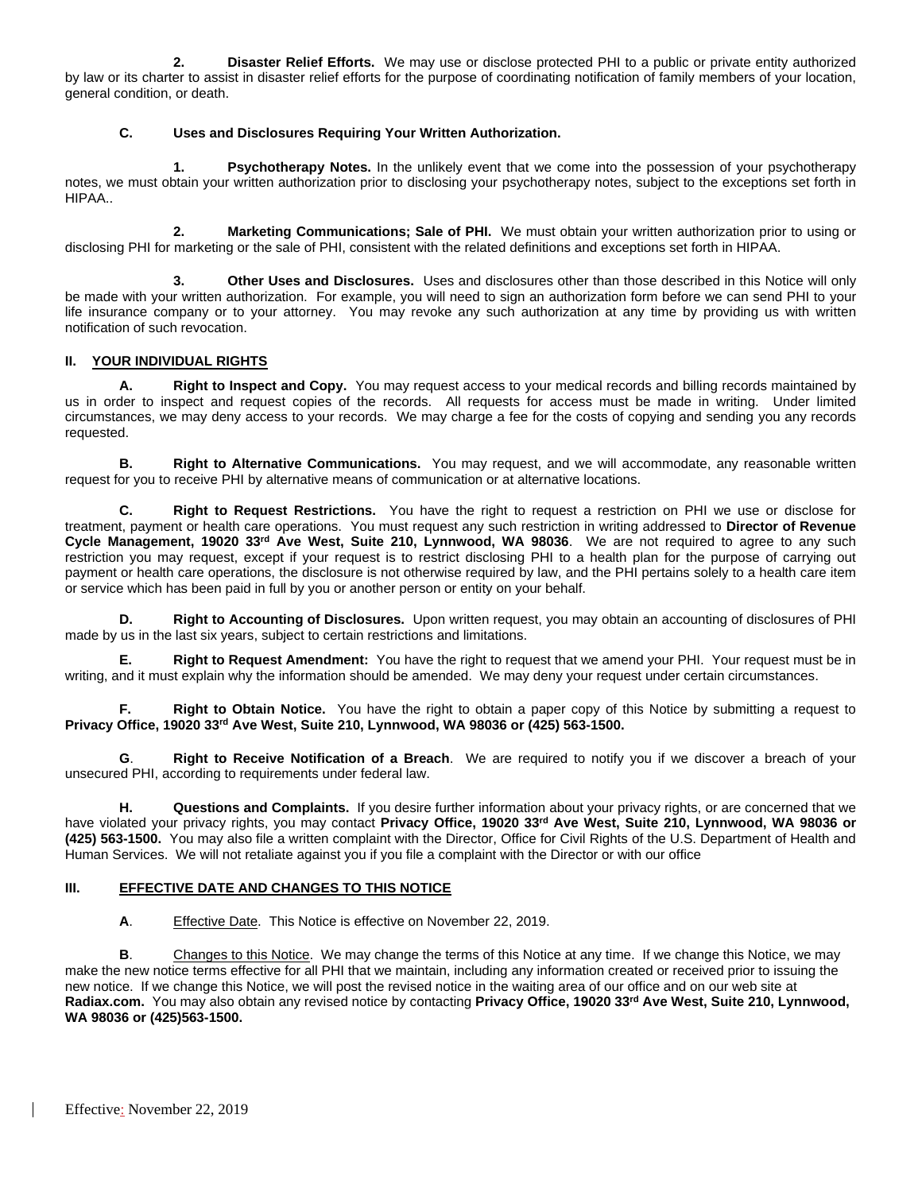**2. Disaster Relief Efforts.** We may use or disclose protected PHI to a public or private entity authorized by law or its charter to assist in disaster relief efforts for the purpose of coordinating notification of family members of your location, general condition, or death.

**C. Uses and Disclosures Requiring Your Written Authorization.**

**1. Psychotherapy Notes.** In the unlikely event that we come into the possession of your psychotherapy notes, we must obtain your written authorization prior to disclosing your psychotherapy notes, subject to the exceptions set forth in HIPAA..

**2. Marketing Communications; Sale of PHI.** We must obtain your written authorization prior to using or disclosing PHI for marketing or the sale of PHI, consistent with the related definitions and exceptions set forth in HIPAA.

**3. Other Uses and Disclosures.** Uses and disclosures other than those described in this Notice will only be made with your written authorization. For example, you will need to sign an authorization form before we can send PHI to your life insurance company or to your attorney. You may revoke any such authorization at any time by providing us with written notification of such revocation.

## II. YOUR INDIVIDUAL RIGHTS

**A. Right to Inspect and Copy.** You may request access to your medical records and billing records maintained by us in order to inspect and request copies of the records. All requests for access must be made in writing. Under limited circumstances, we may deny access to your records. We may charge a fee for the costs of copying and sending you any records requested.

**B. Right to Alternative Communications.** You may request, and we will accommodate, any reasonable written request for you to receive PHI by alternative means of communication or at alternative locations.

**C. Right to Request Restrictions.** You have the right to request a restriction on PHI we use or disclose for treatment, payment or health care operations. You must request any such restriction in writing addressed to **Director of Revenue Cycle Management, 19020 33rd Ave West, Suite 210, Lynnwood, WA 98036**. We are not required to agree to any such restriction you may request, except if your request is to restrict disclosing PHI to a health plan for the purpose of carrying out payment or health care operations, the disclosure is not otherwise required by law, and the PHI pertains solely to a health care item or service which has been paid in full by you or another person or entity on your behalf.

**D. Right to Accounting of Disclosures.** Upon written request, you may obtain an accounting of disclosures of PHI made by us in the last six years, subject to certain restrictions and limitations.

**E. Right to Request Amendment:** You have the right to request that we amend your PHI. Your request must be in writing, and it must explain why the information should be amended. We may deny your request under certain circumstances.

**F. Right to Obtain Notice.** You have the right to obtain a paper copy of this Notice by submitting a request to **Privacy Office, 19020 33rd Ave West, Suite 210, Lynnwood, WA 98036 or (425) 563-1500.**

**G**. **Right to Receive Notification of a Breach**. We are required to notify you if we discover a breach of your unsecured PHI, according to requirements under federal law.

**H. Questions and Complaints.** If you desire further information about your privacy rights, or are concerned that we have violated your privacy rights, you may contact **Privacy Office, 19020 33rd Ave West, Suite 210, Lynnwood, WA 98036 or (425) 563-1500.** You may also file a written complaint with the Director, Office for Civil Rights of the U.S. Department of Health and Human Services. We will not retaliate against you if you file a complaint with the Director or with our office

## III. EFFECTIVE DATE AND CHANGES TO THIS NOTICE

**A**. Effective Date. This Notice is effective on November 22, 2019.

**B**. Changes to this Notice. We may change the terms of this Notice at any time. If we change this Notice, we may make the new notice terms effective for all PHI that we maintain, including any information created or received prior to issuing the new notice. If we change this Notice, we will post the revised notice in the waiting area of our office and on our web site at **Radiax.com.** You may also obtain any revised notice by contacting **Privacy Office, 19020 33rd Ave West, Suite 210, Lynnwood, WA 98036 or (425)563-1500.**

Effective: November 22, 2019